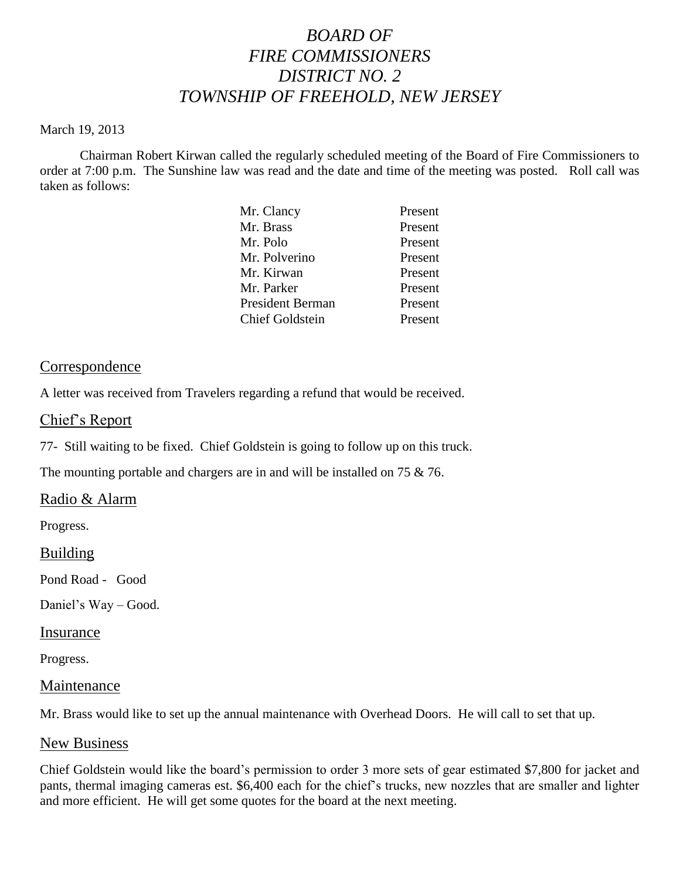# *BOARD OF FIRE COMMISSIONERS DISTRICT NO. 2 TOWNSHIP OF FREEHOLD, NEW JERSEY*

March 19, 2013

Chairman Robert Kirwan called the regularly scheduled meeting of the Board of Fire Commissioners to order at 7:00 p.m. The Sunshine law was read and the date and time of the meeting was posted. Roll call was taken as follows:

| | |
|---|---|
| Mr. Clancy | Present |
| Mr. Brass | Present |
| Mr. Polo | Present |
| Mr. Polverino | Present |
| Mr. Kirwan | Present |
| Mr. Parker | Present |
| President Berman | Present |
| Chief Goldstein | Present |

## Correspondence

A letter was received from Travelers regarding a refund that would be received.

## Chief's Report

77- Still waiting to be fixed. Chief Goldstein is going to follow up on this truck.

The mounting portable and chargers are in and will be installed on 75 & 76.

## Radio & Alarm

Progress.

## Building

Pond Road - Good

Daniel's Way – Good.

## Insurance

Progress.

## Maintenance

Mr. Brass would like to set up the annual maintenance with Overhead Doors. He will call to set that up.

## New Business

Chief Goldstein would like the board's permission to order 3 more sets of gear estimated $7,800 for jacket and pants, thermal imaging cameras est. $6,400 each for the chief's trucks, new nozzles that are smaller and lighter and more efficient. He will get some quotes for the board at the next meeting.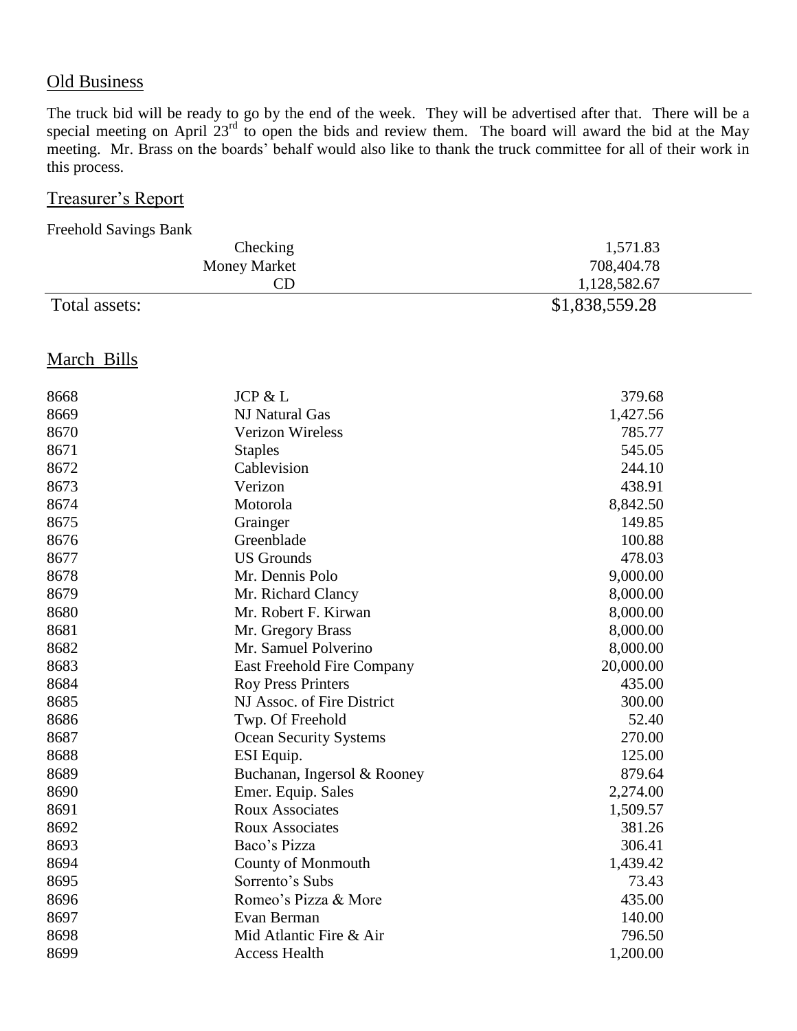## Old Business

The truck bid will be ready to go by the end of the week. They will be advertised after that. There will be a special meeting on April 23rd to open the bids and review them. The board will award the bid at the May meeting. Mr. Brass on the boards' behalf would also like to thank the truck committee for all of their work in this process.

## Treasurer's Report

Freehold Savings Bank

| | | |
|---|---|---|
| | Checking | 1,571.83 |
| | Money Market | 708,404.78 |
| | CD | 1,128,582.67 |
| Total assets: | | $1,838,559.28 |

## March Bills

| | | |
|---|---|---|
| 8668 | JCP & L | 379.68 |
| 8669 | NJ Natural Gas | 1,427.56 |
| 8670 | Verizon Wireless | 785.77 |
| 8671 | Staples | 545.05 |
| 8672 | Cablevision | 244.10 |
| 8673 | Verizon | 438.91 |
| 8674 | Motorola | 8,842.50 |
| 8675 | Grainger | 149.85 |
| 8676 | Greenblade | 100.88 |
| 8677 | US Grounds | 478.03 |
| 8678 | Mr. Dennis Polo | 9,000.00 |
| 8679 | Mr. Richard Clancy | 8,000.00 |
| 8680 | Mr. Robert F. Kirwan | 8,000.00 |
| 8681 | Mr. Gregory Brass | 8,000.00 |
| 8682 | Mr. Samuel Polverino | 8,000.00 |
| 8683 | East Freehold Fire Company | 20,000.00 |
| 8684 | Roy Press Printers | 435.00 |
| 8685 | NJ Assoc. of Fire District | 300.00 |
| 8686 | Twp. Of Freehold | 52.40 |
| 8687 | Ocean Security Systems | 270.00 |
| 8688 | ESI Equip. | 125.00 |
| 8689 | Buchanan, Ingersol & Rooney | 879.64 |
| 8690 | Emer. Equip. Sales | 2,274.00 |
| 8691 | Roux Associates | 1,509.57 |
| 8692 | Roux Associates | 381.26 |
| 8693 | Baco's Pizza | 306.41 |
| 8694 | County of Monmouth | 1,439.42 |
| 8695 | Sorrento's Subs | 73.43 |
| 8696 | Romeo's Pizza & More | 435.00 |
| 8697 | Evan Berman | 140.00 |
| 8698 | Mid Atlantic Fire & Air | 796.50 |
| 8699 | Access Health | 1,200.00 |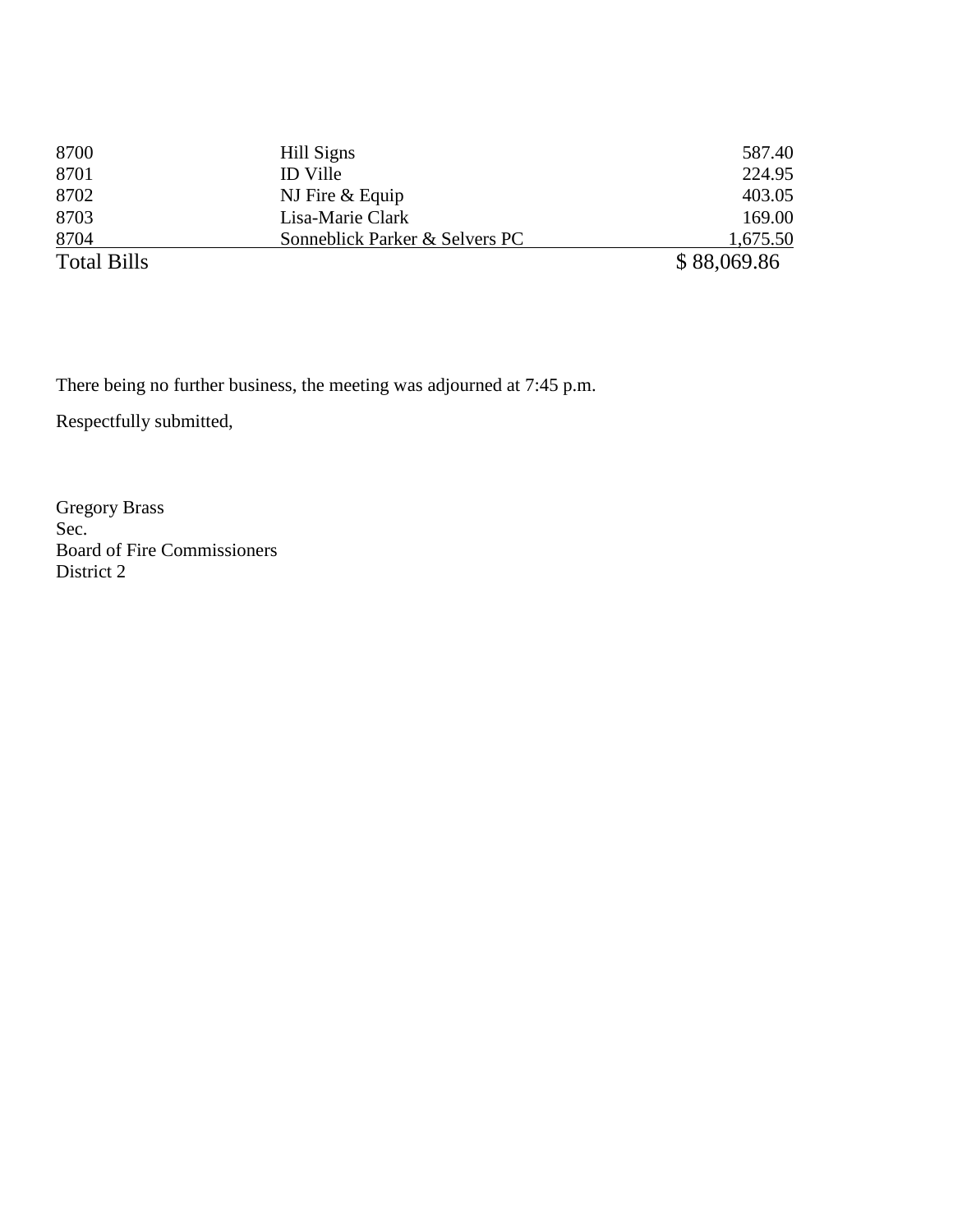| | | |
|---|---|---|
| 8700 | Hill Signs | 587.40 |
| 8701 | ID Ville | 224.95 |
| 8702 | NJ Fire & Equip | 403.05 |
| 8703 | Lisa-Marie Clark | 169.00 |
| 8704 | Sonneblick Parker & Selvers PC | 1,675.50 |
| Total Bills | | $ 88,069.86 |

There being no further business, the meeting was adjourned at 7:45 p.m.

Respectfully submitted,

Gregory Brass  
Sec.  
Board of Fire Commissioners  
District 2